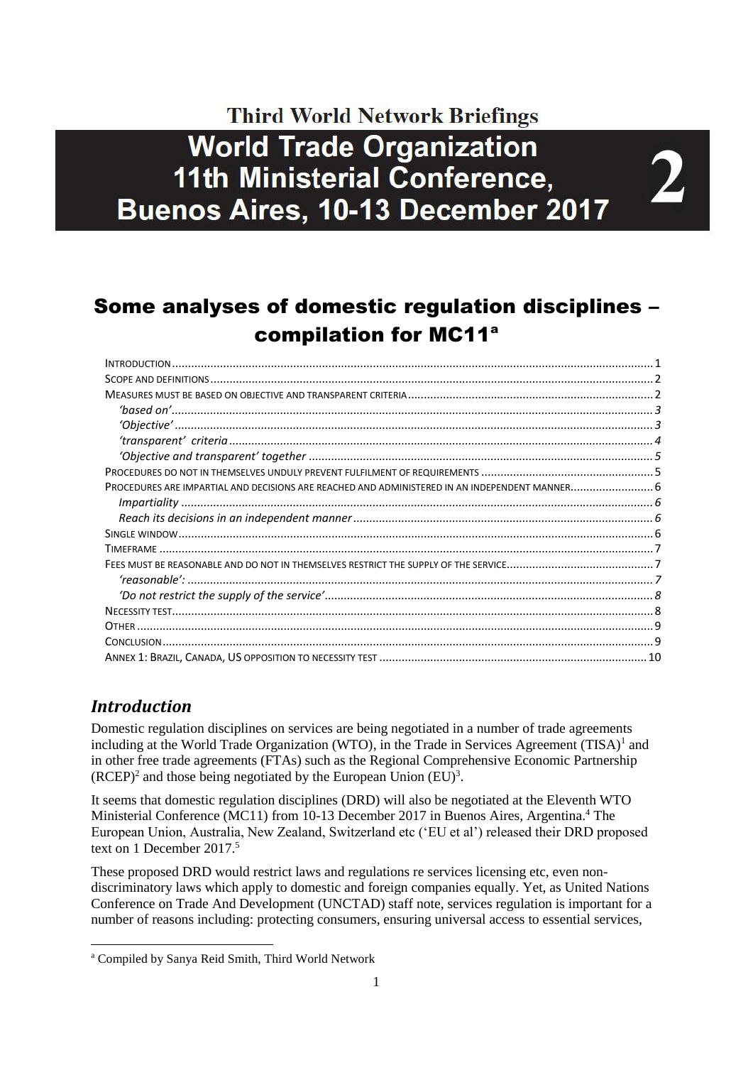# Third World Network Briefings

# World Trade Organization 11th Ministerial Conference, Buenos Aires, 10-13 December 2017

# 2

## Some analyses of domestic regulation disciplines – compilation for MC11[a]

- Introduction .......... 1
- Scope and definitions .......... 2
- Measures must be based on objective and transparent criteria .......... 2
  - *'based on'* .......... 3
  - *'Objective'* .......... 3
  - *'transparent' criteria* .......... 4
  - *'Objective and transparent' together* .......... 5
- Procedures do not in themselves unduly prevent fulfilment of requirements .......... 5
- Procedures are impartial and decisions are reached and administered in an independent manner .......... 6
  - *Impartiality* .......... 6
  - *Reach its decisions in an independent manner* .......... 6
- Single window .......... 6
- Timeframe .......... 7
- Fees must be reasonable and do not in themselves restrict the supply of the service .......... 7
  - *'reasonable':* .......... 7
  - *'Do not restrict the supply of the service'* .......... 8
- Necessity test .......... 8
- Other .......... 9
- Conclusion .......... 9
- Annex 1: Brazil, Canada, US opposition to necessity test .......... 10

## *Introduction*

Domestic regulation disciplines on services are being negotiated in a number of trade agreements including at the World Trade Organization (WTO), in the Trade in Services Agreement (TISA)[1] and in other free trade agreements (FTAs) such as the Regional Comprehensive Economic Partnership (RCEP)[2] and those being negotiated by the European Union (EU)[3].

It seems that domestic regulation disciplines (DRD) will also be negotiated at the Eleventh WTO Ministerial Conference (MC11) from 10-13 December 2017 in Buenos Aires, Argentina.[4] The European Union, Australia, New Zealand, Switzerland etc ('EU et al') released their DRD proposed text on 1 December 2017.[5]

These proposed DRD would restrict laws and regulations re services licensing etc, even non-discriminatory laws which apply to domestic and foreign companies equally. Yet, as United Nations Conference on Trade And Development (UNCTAD) staff note, services regulation is important for a number of reasons including: protecting consumers, ensuring universal access to essential services,

---

[a] Compiled by Sanya Reid Smith, Third World Network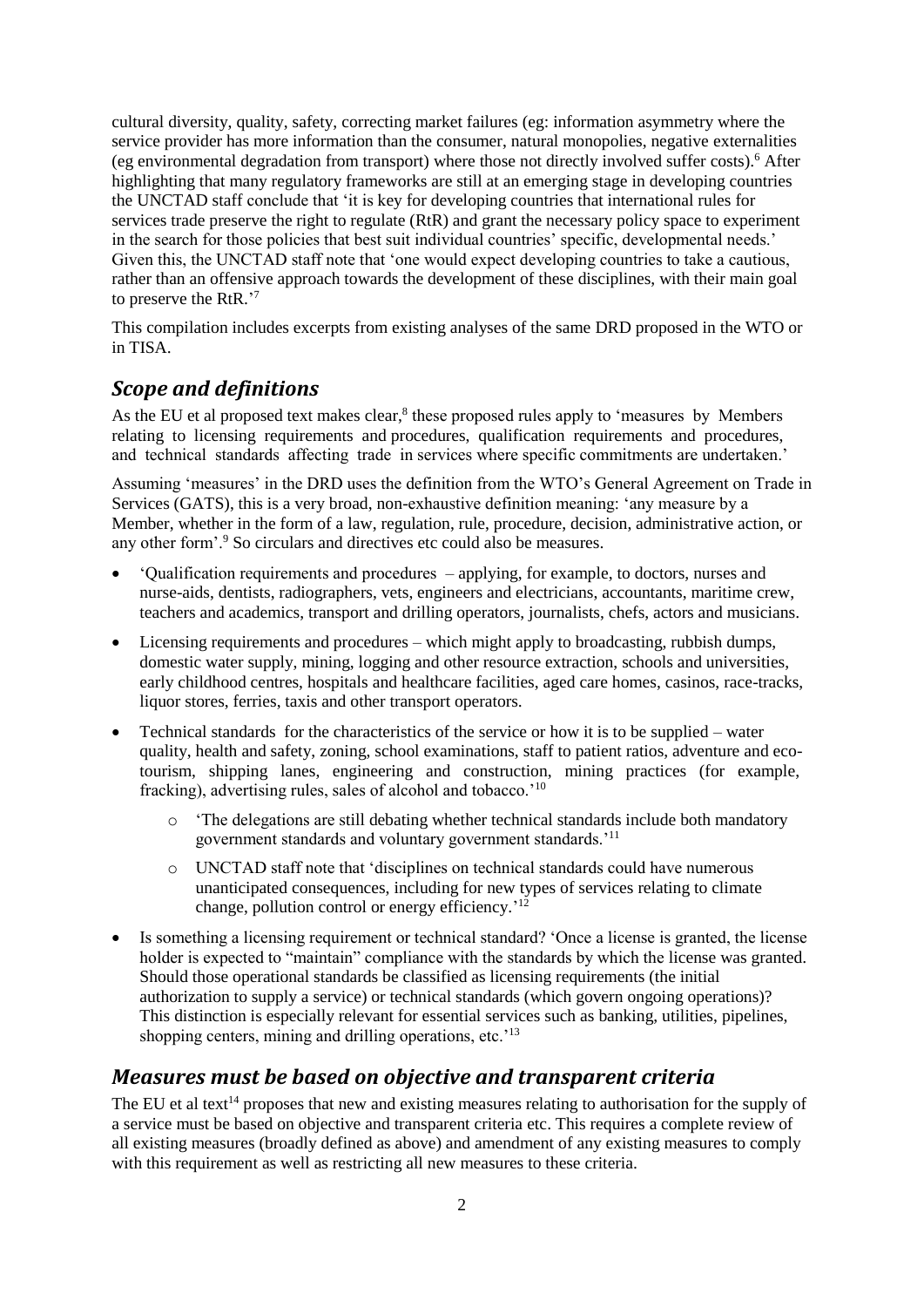cultural diversity, quality, safety, correcting market failures (eg: information asymmetry where the service provider has more information than the consumer, natural monopolies, negative externalities (eg environmental degradation from transport) where those not directly involved suffer costs).[6] After highlighting that many regulatory frameworks are still at an emerging stage in developing countries the UNCTAD staff conclude that 'it is key for developing countries that international rules for services trade preserve the right to regulate (RtR) and grant the necessary policy space to experiment in the search for those policies that best suit individual countries' specific, developmental needs.' Given this, the UNCTAD staff note that 'one would expect developing countries to take a cautious, rather than an offensive approach towards the development of these disciplines, with their main goal to preserve the RtR.'[7]

This compilation includes excerpts from existing analyses of the same DRD proposed in the WTO or in TISA.

## *Scope and definitions*

As the EU et al proposed text makes clear,[8] these proposed rules apply to 'measures by Members relating to licensing requirements and procedures, qualification requirements and procedures, and technical standards affecting trade in services where specific commitments are undertaken.'

Assuming 'measures' in the DRD uses the definition from the WTO's General Agreement on Trade in Services (GATS), this is a very broad, non-exhaustive definition meaning: 'any measure by a Member, whether in the form of a law, regulation, rule, procedure, decision, administrative action, or any other form'.[9] So circulars and directives etc could also be measures.

- 'Qualification requirements and procedures – applying, for example, to doctors, nurses and nurse-aids, dentists, radiographers, vets, engineers and electricians, accountants, maritime crew, teachers and academics, transport and drilling operators, journalists, chefs, actors and musicians.
- Licensing requirements and procedures – which might apply to broadcasting, rubbish dumps, domestic water supply, mining, logging and other resource extraction, schools and universities, early childhood centres, hospitals and healthcare facilities, aged care homes, casinos, race-tracks, liquor stores, ferries, taxis and other transport operators.
- Technical standards for the characteristics of the service or how it is to be supplied – water quality, health and safety, zoning, school examinations, staff to patient ratios, adventure and eco-tourism, shipping lanes, engineering and construction, mining practices (for example, fracking), advertising rules, sales of alcohol and tobacco.'[10]
    - 'The delegations are still debating whether technical standards include both mandatory government standards and voluntary government standards.'[11]
    - UNCTAD staff note that 'disciplines on technical standards could have numerous unanticipated consequences, including for new types of services relating to climate change, pollution control or energy efficiency.'[12]
- Is something a licensing requirement or technical standard? 'Once a license is granted, the license holder is expected to "maintain" compliance with the standards by which the license was granted. Should those operational standards be classified as licensing requirements (the initial authorization to supply a service) or technical standards (which govern ongoing operations)? This distinction is especially relevant for essential services such as banking, utilities, pipelines, shopping centers, mining and drilling operations, etc.'[13]

## *Measures must be based on objective and transparent criteria*

The EU et al text[14] proposes that new and existing measures relating to authorisation for the supply of a service must be based on objective and transparent criteria etc. This requires a complete review of all existing measures (broadly defined as above) and amendment of any existing measures to comply with this requirement as well as restricting all new measures to these criteria.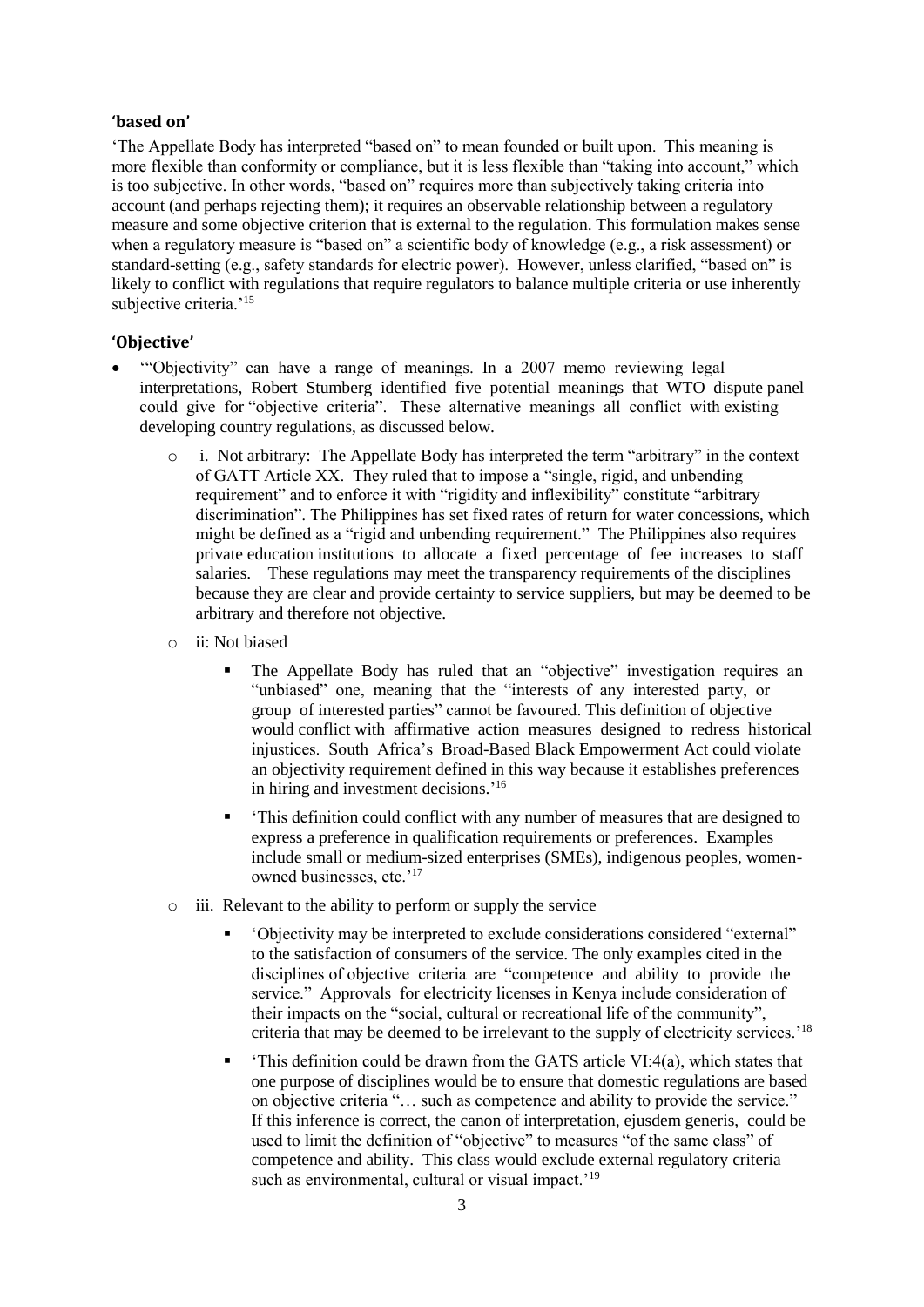### 'based on'

'The Appellate Body has interpreted "based on" to mean founded or built upon. This meaning is more flexible than conformity or compliance, but it is less flexible than "taking into account," which is too subjective. In other words, "based on" requires more than subjectively taking criteria into account (and perhaps rejecting them); it requires an observable relationship between a regulatory measure and some objective criterion that is external to the regulation. This formulation makes sense when a regulatory measure is "based on" a scientific body of knowledge (e.g., a risk assessment) or standard-setting (e.g., safety standards for electric power). However, unless clarified, "based on" is likely to conflict with regulations that require regulators to balance multiple criteria or use inherently subjective criteria.'[15]

### 'Objective'

- '"Objectivity" can have a range of meanings. In a 2007 memo reviewing legal interpretations, Robert Stumberg identified five potential meanings that WTO dispute panel could give for "objective criteria". These alternative meanings all conflict with existing developing country regulations, as discussed below.
  - i. Not arbitrary: The Appellate Body has interpreted the term "arbitrary" in the context of GATT Article XX. They ruled that to impose a "single, rigid, and unbending requirement" and to enforce it with "rigidity and inflexibility" constitute "arbitrary discrimination". The Philippines has set fixed rates of return for water concessions, which might be defined as a "rigid and unbending requirement." The Philippines also requires private education institutions to allocate a fixed percentage of fee increases to staff salaries. These regulations may meet the transparency requirements of the disciplines because they are clear and provide certainty to service suppliers, but may be deemed to be arbitrary and therefore not objective.
  - ii: Not biased
    - The Appellate Body has ruled that an "objective" investigation requires an "unbiased" one, meaning that the "interests of any interested party, or group of interested parties" cannot be favoured. This definition of objective would conflict with affirmative action measures designed to redress historical injustices. South Africa's Broad-Based Black Empowerment Act could violate an objectivity requirement defined in this way because it establishes preferences in hiring and investment decisions.'[16]
    - 'This definition could conflict with any number of measures that are designed to express a preference in qualification requirements or preferences. Examples include small or medium-sized enterprises (SMEs), indigenous peoples, women-owned businesses, etc.'[17]
  - iii. Relevant to the ability to perform or supply the service
    - 'Objectivity may be interpreted to exclude considerations considered "external" to the satisfaction of consumers of the service. The only examples cited in the disciplines of objective criteria are "competence and ability to provide the service." Approvals for electricity licenses in Kenya include consideration of their impacts on the "social, cultural or recreational life of the community", criteria that may be deemed to be irrelevant to the supply of electricity services.'[18]
    - 'This definition could be drawn from the GATS article VI:4(a), which states that one purpose of disciplines would be to ensure that domestic regulations are based on objective criteria "… such as competence and ability to provide the service." If this inference is correct, the canon of interpretation, ejusdem generis, could be used to limit the definition of "objective" to measures "of the same class" of competence and ability. This class would exclude external regulatory criteria such as environmental, cultural or visual impact.'[19]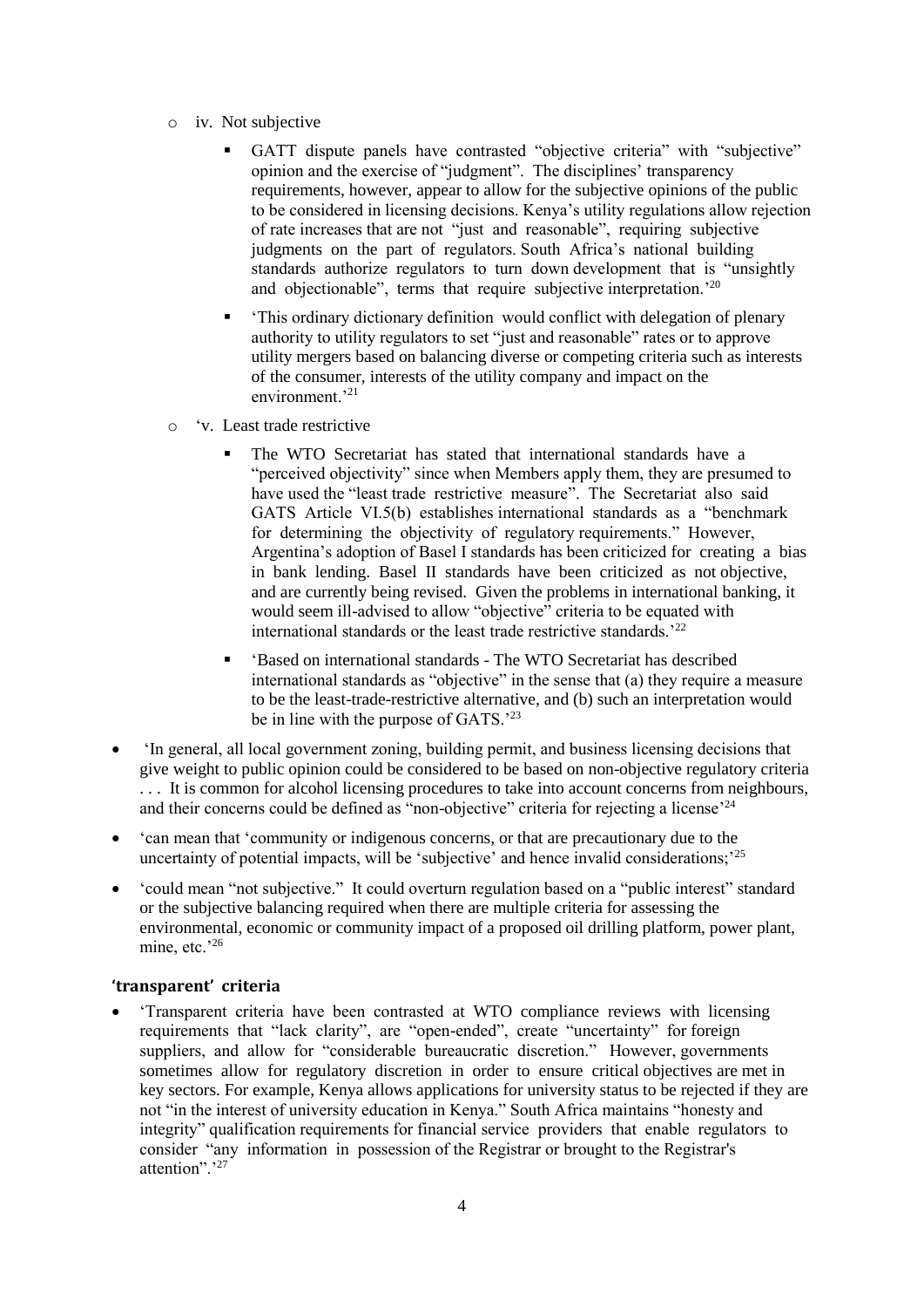- iv. Not subjective
  - GATT dispute panels have contrasted "objective criteria" with "subjective" opinion and the exercise of "judgment". The disciplines' transparency requirements, however, appear to allow for the subjective opinions of the public to be considered in licensing decisions. Kenya's utility regulations allow rejection of rate increases that are not "just and reasonable", requiring subjective judgments on the part of regulators. South Africa's national building standards authorize regulators to turn down development that is "unsightly and objectionable", terms that require subjective interpretation.'[20]
  - 'This ordinary dictionary definition would conflict with delegation of plenary authority to utility regulators to set "just and reasonable" rates or to approve utility mergers based on balancing diverse or competing criteria such as interests of the consumer, interests of the utility company and impact on the environment.'[21]
- 'v. Least trade restrictive
  - The WTO Secretariat has stated that international standards have a "perceived objectivity" since when Members apply them, they are presumed to have used the "least trade restrictive measure". The Secretariat also said GATS Article VI.5(b) establishes international standards as a "benchmark for determining the objectivity of regulatory requirements." However, Argentina's adoption of Basel I standards has been criticized for creating a bias in bank lending. Basel II standards have been criticized as not objective, and are currently being revised. Given the problems in international banking, it would seem ill-advised to allow "objective" criteria to be equated with international standards or the least trade restrictive standards.'[22]
  - 'Based on international standards - The WTO Secretariat has described international standards as "objective" in the sense that (a) they require a measure to be the least-trade-restrictive alternative, and (b) such an interpretation would be in line with the purpose of GATS.'[23]

- 'In general, all local government zoning, building permit, and business licensing decisions that give weight to public opinion could be considered to be based on non-objective regulatory criteria . . . It is common for alcohol licensing procedures to take into account concerns from neighbours, and their concerns could be defined as "non-objective" criteria for rejecting a license'[24]
- 'can mean that 'community or indigenous concerns, or that are precautionary due to the uncertainty of potential impacts, will be 'subjective' and hence invalid considerations;'[25]
- 'could mean "not subjective." It could overturn regulation based on a "public interest" standard or the subjective balancing required when there are multiple criteria for assessing the environmental, economic or community impact of a proposed oil drilling platform, power plant, mine, etc.'[26]

### 'transparent' criteria

- 'Transparent criteria have been contrasted at WTO compliance reviews with licensing requirements that "lack clarity", are "open-ended", create "uncertainty" for foreign suppliers, and allow for "considerable bureaucratic discretion." However, governments sometimes allow for regulatory discretion in order to ensure critical objectives are met in key sectors. For example, Kenya allows applications for university status to be rejected if they are not "in the interest of university education in Kenya." South Africa maintains "honesty and integrity" qualification requirements for financial service providers that enable regulators to consider "any information in possession of the Registrar or brought to the Registrar's attention".'[27]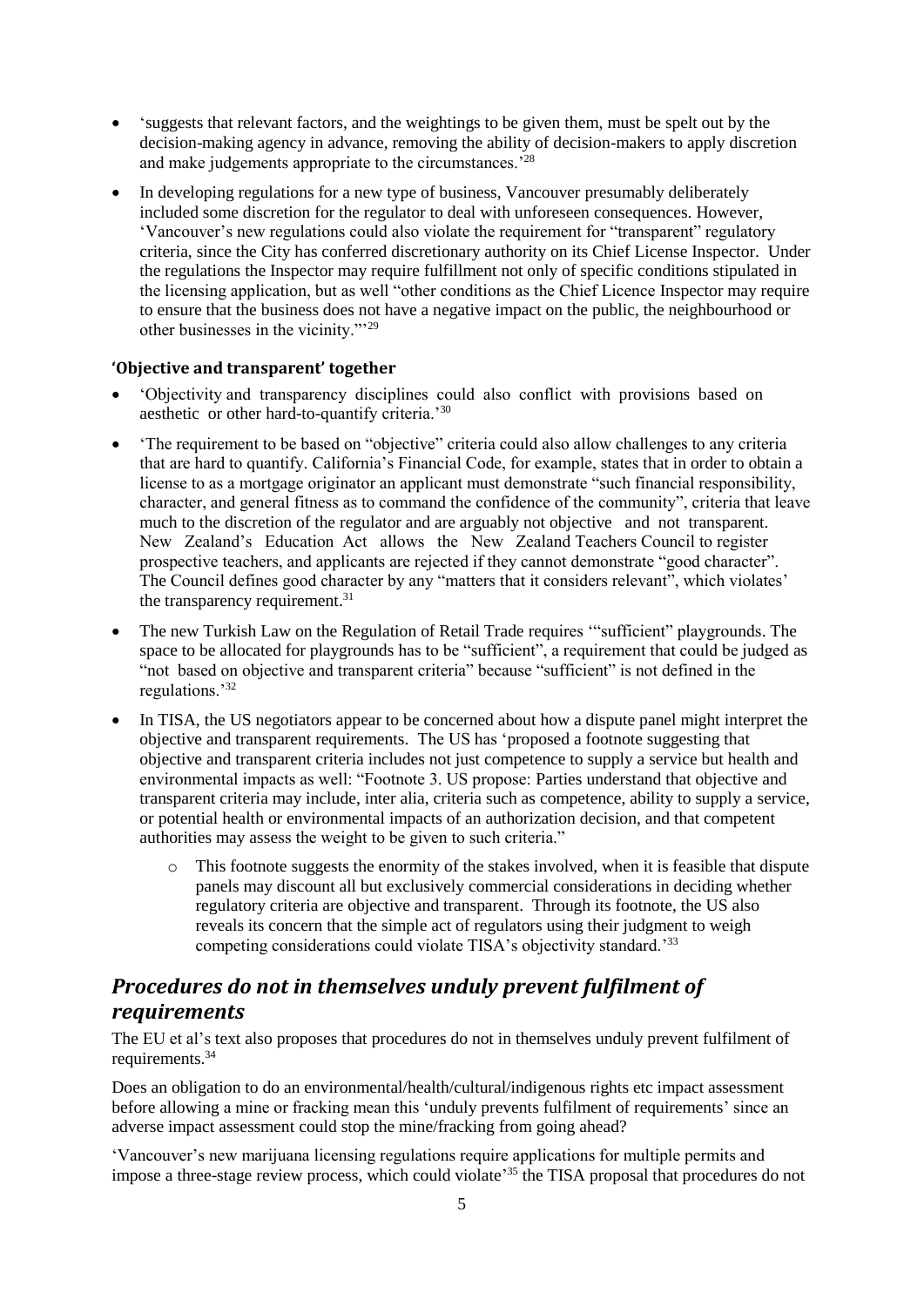- 'suggests that relevant factors, and the weightings to be given them, must be spelt out by the decision-making agency in advance, removing the ability of decision-makers to apply discretion and make judgements appropriate to the circumstances.'[28]
- In developing regulations for a new type of business, Vancouver presumably deliberately included some discretion for the regulator to deal with unforeseen consequences. However, 'Vancouver's new regulations could also violate the requirement for "transparent" regulatory criteria, since the City has conferred discretionary authority on its Chief License Inspector. Under the regulations the Inspector may require fulfillment not only of specific conditions stipulated in the licensing application, but as well "other conditions as the Chief Licence Inspector may require to ensure that the business does not have a negative impact on the public, the neighbourhood or other businesses in the vicinity."'[29]

### 'Objective and transparent' together

- 'Objectivity and transparency disciplines could also conflict with provisions based on aesthetic or other hard-to-quantify criteria.'[30]
- 'The requirement to be based on "objective" criteria could also allow challenges to any criteria that are hard to quantify. California's Financial Code, for example, states that in order to obtain a license to as a mortgage originator an applicant must demonstrate "such financial responsibility, character, and general fitness as to command the confidence of the community", criteria that leave much to the discretion of the regulator and are arguably not objective and not transparent. New Zealand's Education Act allows the New Zealand Teachers Council to register prospective teachers, and applicants are rejected if they cannot demonstrate "good character". The Council defines good character by any "matters that it considers relevant", which violates' the transparency requirement.[31]
- The new Turkish Law on the Regulation of Retail Trade requires '"sufficient" playgrounds. The space to be allocated for playgrounds has to be "sufficient", a requirement that could be judged as "not based on objective and transparent criteria" because "sufficient" is not defined in the regulations.'[32]
- In TISA, the US negotiators appear to be concerned about how a dispute panel might interpret the objective and transparent requirements. The US has 'proposed a footnote suggesting that objective and transparent criteria includes not just competence to supply a service but health and environmental impacts as well: "Footnote 3. US propose: Parties understand that objective and transparent criteria may include, inter alia, criteria such as competence, ability to supply a service, or potential health or environmental impacts of an authorization decision, and that competent authorities may assess the weight to be given to such criteria."
  - This footnote suggests the enormity of the stakes involved, when it is feasible that dispute panels may discount all but exclusively commercial considerations in deciding whether regulatory criteria are objective and transparent. Through its footnote, the US also reveals its concern that the simple act of regulators using their judgment to weigh competing considerations could violate TISA's objectivity standard.'[33]

## *Procedures do not in themselves unduly prevent fulfilment of requirements*

The EU et al's text also proposes that procedures do not in themselves unduly prevent fulfilment of requirements.[34]

Does an obligation to do an environmental/health/cultural/indigenous rights etc impact assessment before allowing a mine or fracking mean this 'unduly prevents fulfilment of requirements' since an adverse impact assessment could stop the mine/fracking from going ahead?

'Vancouver's new marijuana licensing regulations require applications for multiple permits and impose a three-stage review process, which could violate'[35] the TISA proposal that procedures do not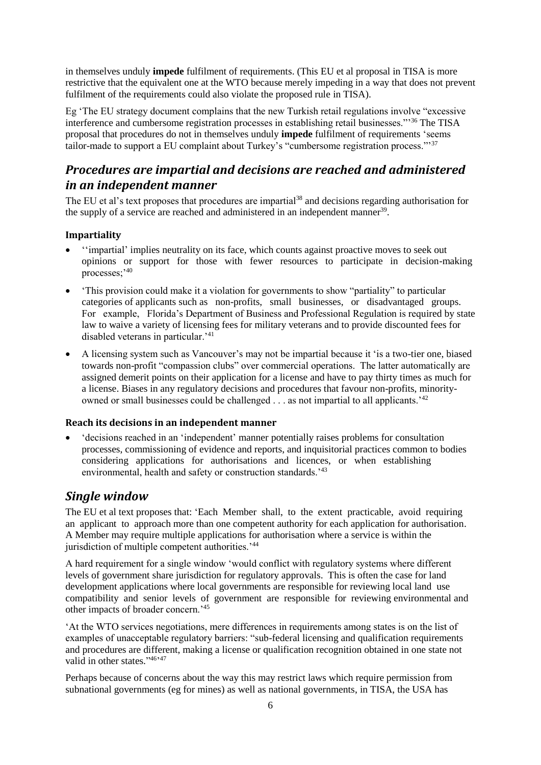in themselves unduly **impede** fulfilment of requirements. (This EU et al proposal in TISA is more restrictive that the equivalent one at the WTO because merely impeding in a way that does not prevent fulfilment of the requirements could also violate the proposed rule in TISA).

Eg 'The EU strategy document complains that the new Turkish retail regulations involve "excessive interference and cumbersome registration processes in establishing retail businesses."'[36] The TISA proposal that procedures do not in themselves unduly **impede** fulfilment of requirements 'seems tailor-made to support a EU complaint about Turkey's "cumbersome registration process."'[37]

## *Procedures are impartial and decisions are reached and administered in an independent manner*

The EU et al's text proposes that procedures are impartial[38] and decisions regarding authorisation for the supply of a service are reached and administered in an independent manner[39].

### Impartiality

- ''impartial' implies neutrality on its face, which counts against proactive moves to seek out opinions or support for those with fewer resources to participate in decision-making processes;'[40]
- 'This provision could make it a violation for governments to show "partiality" to particular categories of applicants such as non-profits, small businesses, or disadvantaged groups. For example, Florida's Department of Business and Professional Regulation is required by state law to waive a variety of licensing fees for military veterans and to provide discounted fees for disabled veterans in particular.'[41]
- A licensing system such as Vancouver's may not be impartial because it 'is a two-tier one, biased towards non-profit "compassion clubs" over commercial operations. The latter automatically are assigned demerit points on their application for a license and have to pay thirty times as much for a license. Biases in any regulatory decisions and procedures that favour non-profits, minority-owned or small businesses could be challenged . . . as not impartial to all applicants.'[42]

### Reach its decisions in an independent manner

- 'decisions reached in an 'independent' manner potentially raises problems for consultation processes, commissioning of evidence and reports, and inquisitorial practices common to bodies considering applications for authorisations and licences, or when establishing environmental, health and safety or construction standards.'[43]

## *Single window*

The EU et al text proposes that: 'Each Member shall, to the extent practicable, avoid requiring an applicant to approach more than one competent authority for each application for authorisation. A Member may require multiple applications for authorisation where a service is within the jurisdiction of multiple competent authorities.'[44]

A hard requirement for a single window 'would conflict with regulatory systems where different levels of government share jurisdiction for regulatory approvals. This is often the case for land development applications where local governments are responsible for reviewing local land use compatibility and senior levels of government are responsible for reviewing environmental and other impacts of broader concern.'[45]

'At the WTO services negotiations, mere differences in requirements among states is on the list of examples of unacceptable regulatory barriers: "sub-federal licensing and qualification requirements and procedures are different, making a license or qualification recognition obtained in one state not valid in other states."[46]'[47]

Perhaps because of concerns about the way this may restrict laws which require permission from subnational governments (eg for mines) as well as national governments, in TISA, the USA has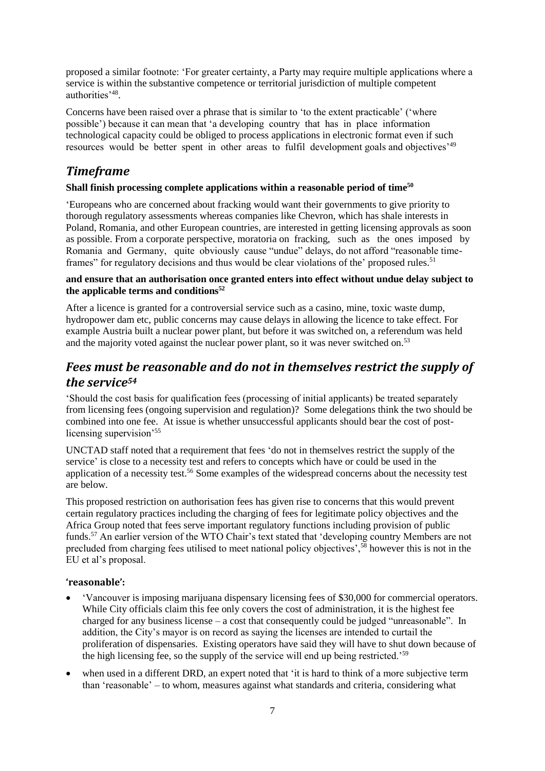proposed a similar footnote: 'For greater certainty, a Party may require multiple applications where a service is within the substantive competence or territorial jurisdiction of multiple competent authorities'[48].

Concerns have been raised over a phrase that is similar to 'to the extent practicable' ('where possible') because it can mean that 'a developing country that has in place information technological capacity could be obliged to process applications in electronic format even if such resources would be better spent in other areas to fulfil development goals and objectives'[49]

## *Timeframe*

**Shall finish processing complete applications within a reasonable period of time[50]**

'Europeans who are concerned about fracking would want their governments to give priority to thorough regulatory assessments whereas companies like Chevron, which has shale interests in Poland, Romania, and other European countries, are interested in getting licensing approvals as soon as possible. From a corporate perspective, moratoria on fracking, such as the ones imposed by Romania and Germany, quite obviously cause "undue" delays, do not afford "reasonable time-frames" for regulatory decisions and thus would be clear violations of the' proposed rules.[51]

**and ensure that an authorisation once granted enters into effect without undue delay subject to the applicable terms and conditions[52]**

After a licence is granted for a controversial service such as a casino, mine, toxic waste dump, hydropower dam etc, public concerns may cause delays in allowing the licence to take effect. For example Austria built a nuclear power plant, but before it was switched on, a referendum was held and the majority voted against the nuclear power plant, so it was never switched on.[53]

## *Fees must be reasonable and do not in themselves restrict the supply of the service[54]*

'Should the cost basis for qualification fees (processing of initial applicants) be treated separately from licensing fees (ongoing supervision and regulation)? Some delegations think the two should be combined into one fee. At issue is whether unsuccessful applicants should bear the cost of post-licensing supervision'[55]

UNCTAD staff noted that a requirement that fees 'do not in themselves restrict the supply of the service' is close to a necessity test and refers to concepts which have or could be used in the application of a necessity test.[56] Some examples of the widespread concerns about the necessity test are below.

This proposed restriction on authorisation fees has given rise to concerns that this would prevent certain regulatory practices including the charging of fees for legitimate policy objectives and the Africa Group noted that fees serve important regulatory functions including provision of public funds.[57] An earlier version of the WTO Chair's text stated that 'developing country Members are not precluded from charging fees utilised to meet national policy objectives',[58] however this is not in the EU et al's proposal.

### 'reasonable':

- 'Vancouver is imposing marijuana dispensary licensing fees of $30,000 for commercial operators. While City officials claim this fee only covers the cost of administration, it is the highest fee charged for any business license – a cost that consequently could be judged "unreasonable". In addition, the City's mayor is on record as saying the licenses are intended to curtail the proliferation of dispensaries. Existing operators have said they will have to shut down because of the high licensing fee, so the supply of the service will end up being restricted.'[59]
- when used in a different DRD, an expert noted that 'it is hard to think of a more subjective term than 'reasonable' – to whom, measures against what standards and criteria, considering what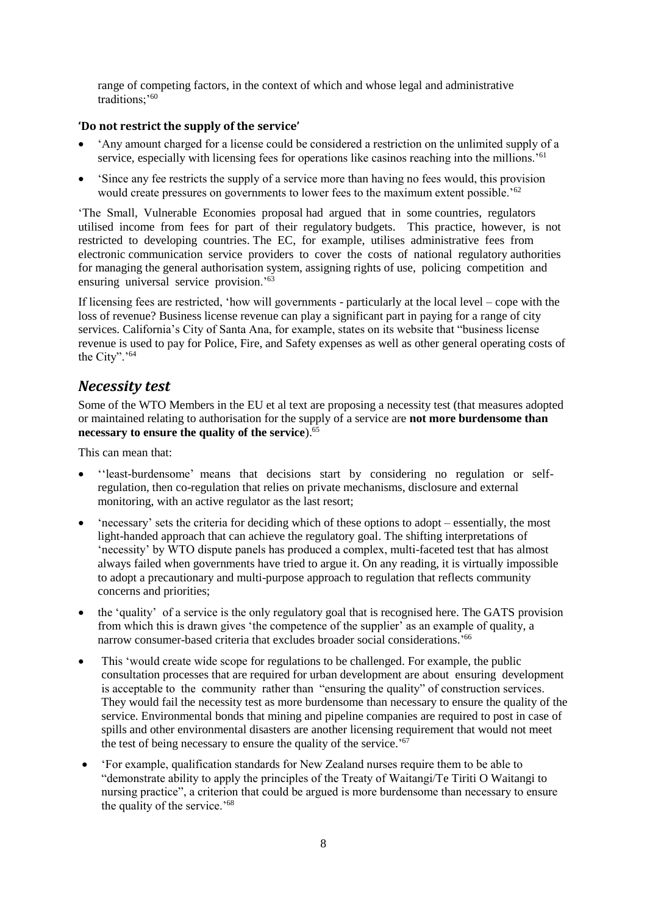range of competing factors, in the context of which and whose legal and administrative traditions;'[60]

**'Do not restrict the supply of the service'**

- 'Any amount charged for a license could be considered a restriction on the unlimited supply of a service, especially with licensing fees for operations like casinos reaching into the millions.'[61]
- 'Since any fee restricts the supply of a service more than having no fees would, this provision would create pressures on governments to lower fees to the maximum extent possible.'[62]

'The Small, Vulnerable Economies proposal had argued that in some countries, regulators utilised income from fees for part of their regulatory budgets. This practice, however, is not restricted to developing countries. The EC, for example, utilises administrative fees from electronic communication service providers to cover the costs of national regulatory authorities for managing the general authorisation system, assigning rights of use, policing competition and ensuring universal service provision.'[63]

If licensing fees are restricted, 'how will governments - particularly at the local level – cope with the loss of revenue? Business license revenue can play a significant part in paying for a range of city services. California's City of Santa Ana, for example, states on its website that "business license revenue is used to pay for Police, Fire, and Safety expenses as well as other general operating costs of the City".'[64]

## *Necessity test*

Some of the WTO Members in the EU et al text are proposing a necessity test (that measures adopted or maintained relating to authorisation for the supply of a service are **not more burdensome than necessary to ensure the quality of the service**).[65]

This can mean that:

- ''least-burdensome' means that decisions start by considering no regulation or self-regulation, then co-regulation that relies on private mechanisms, disclosure and external monitoring, with an active regulator as the last resort;
- 'necessary' sets the criteria for deciding which of these options to adopt – essentially, the most light-handed approach that can achieve the regulatory goal. The shifting interpretations of 'necessity' by WTO dispute panels has produced a complex, multi-faceted test that has almost always failed when governments have tried to argue it. On any reading, it is virtually impossible to adopt a precautionary and multi-purpose approach to regulation that reflects community concerns and priorities;
- the 'quality' of a service is the only regulatory goal that is recognised here. The GATS provision from which this is drawn gives 'the competence of the supplier' as an example of quality, a narrow consumer-based criteria that excludes broader social considerations.'[66]
- This 'would create wide scope for regulations to be challenged. For example, the public consultation processes that are required for urban development are about ensuring development is acceptable to the community rather than "ensuring the quality" of construction services. They would fail the necessity test as more burdensome than necessary to ensure the quality of the service. Environmental bonds that mining and pipeline companies are required to post in case of spills and other environmental disasters are another licensing requirement that would not meet the test of being necessary to ensure the quality of the service.'[67]
- 'For example, qualification standards for New Zealand nurses require them to be able to "demonstrate ability to apply the principles of the Treaty of Waitangi/Te Tiriti O Waitangi to nursing practice", a criterion that could be argued is more burdensome than necessary to ensure the quality of the service.'[68]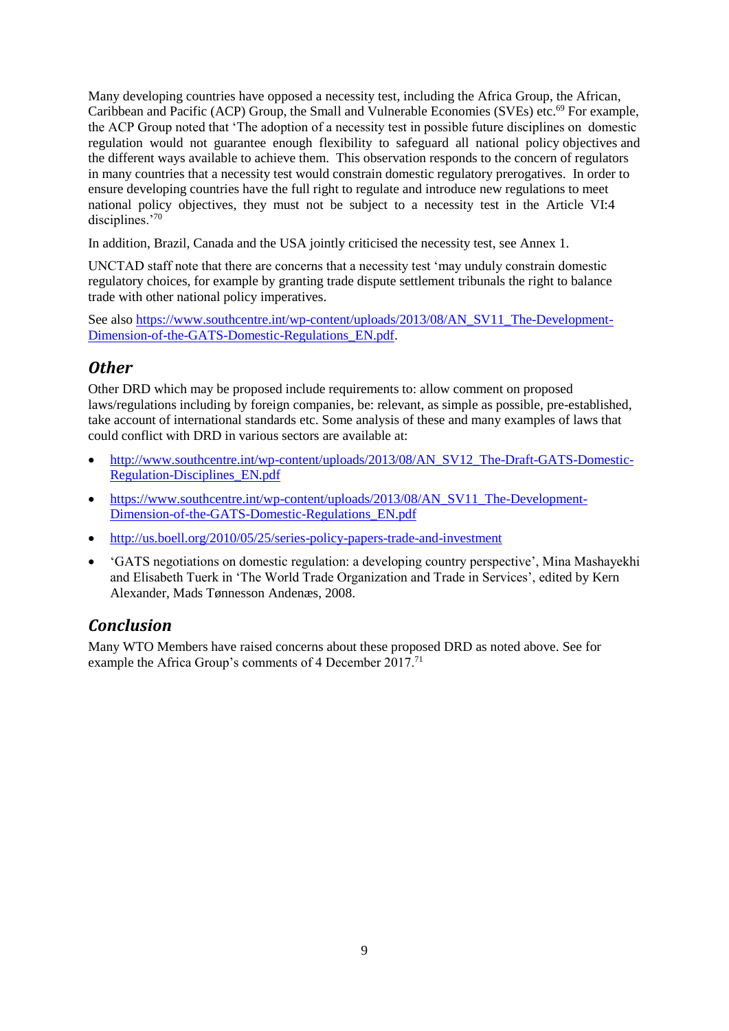Many developing countries have opposed a necessity test, including the Africa Group, the African, Caribbean and Pacific (ACP) Group, the Small and Vulnerable Economies (SVEs) etc.[69] For example, the ACP Group noted that 'The adoption of a necessity test in possible future disciplines on domestic regulation would not guarantee enough flexibility to safeguard all national policy objectives and the different ways available to achieve them. This observation responds to the concern of regulators in many countries that a necessity test would constrain domestic regulatory prerogatives. In order to ensure developing countries have the full right to regulate and introduce new regulations to meet national policy objectives, they must not be subject to a necessity test in the Article VI:4 disciplines.'[70]

In addition, Brazil, Canada and the USA jointly criticised the necessity test, see Annex 1.

UNCTAD staff note that there are concerns that a necessity test 'may unduly constrain domestic regulatory choices, for example by granting trade dispute settlement tribunals the right to balance trade with other national policy imperatives.

See also [https://www.southcentre.int/wp-content/uploads/2013/08/AN_SV11_The-Development-Dimension-of-the-GATS-Domestic-Regulations_EN.pdf](https://www.southcentre.int/wp-content/uploads/2013/08/AN_SV11_The-Development-Dimension-of-the-GATS-Domestic-Regulations_EN.pdf).

## *Other*

Other DRD which may be proposed include requirements to: allow comment on proposed laws/regulations including by foreign companies, be: relevant, as simple as possible, pre-established, take account of international standards etc. Some analysis of these and many examples of laws that could conflict with DRD in various sectors are available at:

- [http://www.southcentre.int/wp-content/uploads/2013/08/AN_SV12_The-Draft-GATS-Domestic-Regulation-Disciplines_EN.pdf](http://www.southcentre.int/wp-content/uploads/2013/08/AN_SV12_The-Draft-GATS-Domestic-Regulation-Disciplines_EN.pdf)
- [https://www.southcentre.int/wp-content/uploads/2013/08/AN_SV11_The-Development-Dimension-of-the-GATS-Domestic-Regulations_EN.pdf](https://www.southcentre.int/wp-content/uploads/2013/08/AN_SV11_The-Development-Dimension-of-the-GATS-Domestic-Regulations_EN.pdf)
- [http://us.boell.org/2010/05/25/series-policy-papers-trade-and-investment](http://us.boell.org/2010/05/25/series-policy-papers-trade-and-investment)
- 'GATS negotiations on domestic regulation: a developing country perspective', Mina Mashayekhi and Elisabeth Tuerk in 'The World Trade Organization and Trade in Services', edited by Kern Alexander, Mads Tønnesson Andenæs, 2008.

## *Conclusion*

Many WTO Members have raised concerns about these proposed DRD as noted above. See for example the Africa Group's comments of 4 December 2017.[71]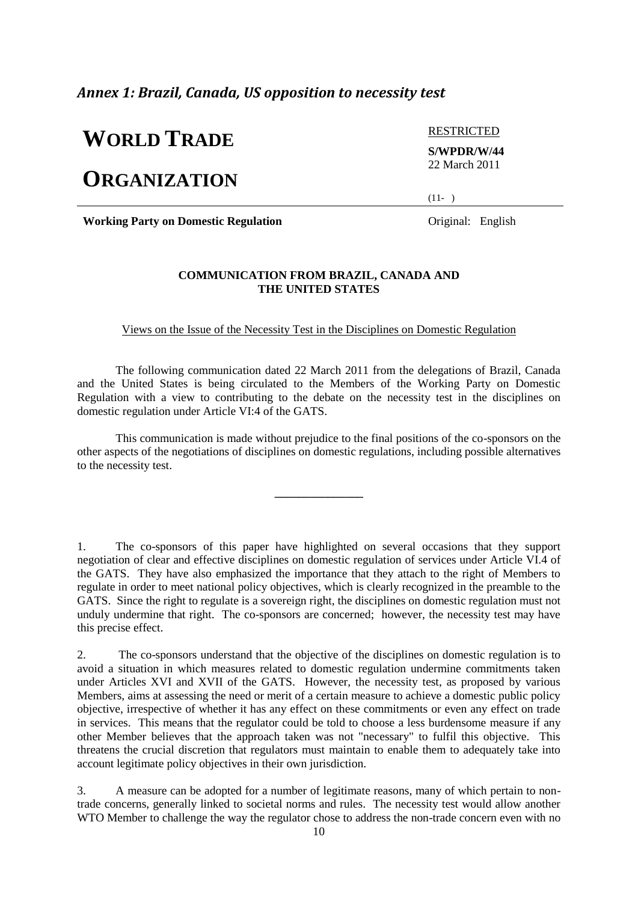## *Annex 1: Brazil, Canada, US opposition to necessity test*

# WORLD TRADE ORGANIZATION

RESTRICTED

**S/WPDR/W/44**
22 March 2011

(11- )

**Working Party on Domestic Regulation** Original: English

**COMMUNICATION FROM BRAZIL, CANADA AND THE UNITED STATES**

Views on the Issue of the Necessity Test in the Disciplines on Domestic Regulation

The following communication dated 22 March 2011 from the delegations of Brazil, Canada and the United States is being circulated to the Members of the Working Party on Domestic Regulation with a view to contributing to the debate on the necessity test in the disciplines on domestic regulation under Article VI:4 of the GATS.

This communication is made without prejudice to the final positions of the co-sponsors on the other aspects of the negotiations of disciplines on domestic regulations, including possible alternatives to the necessity test.

---

1. The co-sponsors of this paper have highlighted on several occasions that they support negotiation of clear and effective disciplines on domestic regulation of services under Article VI.4 of the GATS. They have also emphasized the importance that they attach to the right of Members to regulate in order to meet national policy objectives, which is clearly recognized in the preamble to the GATS. Since the right to regulate is a sovereign right, the disciplines on domestic regulation must not unduly undermine that right. The co-sponsors are concerned; however, the necessity test may have this precise effect.

2. The co-sponsors understand that the objective of the disciplines on domestic regulation is to avoid a situation in which measures related to domestic regulation undermine commitments taken under Articles XVI and XVII of the GATS. However, the necessity test, as proposed by various Members, aims at assessing the need or merit of a certain measure to achieve a domestic public policy objective, irrespective of whether it has any effect on these commitments or even any effect on trade in services. This means that the regulator could be told to choose a less burdensome measure if any other Member believes that the approach taken was not "necessary" to fulfil this objective. This threatens the crucial discretion that regulators must maintain to enable them to adequately take into account legitimate policy objectives in their own jurisdiction.

3. A measure can be adopted for a number of legitimate reasons, many of which pertain to non-trade concerns, generally linked to societal norms and rules. The necessity test would allow another WTO Member to challenge the way the regulator chose to address the non-trade concern even with no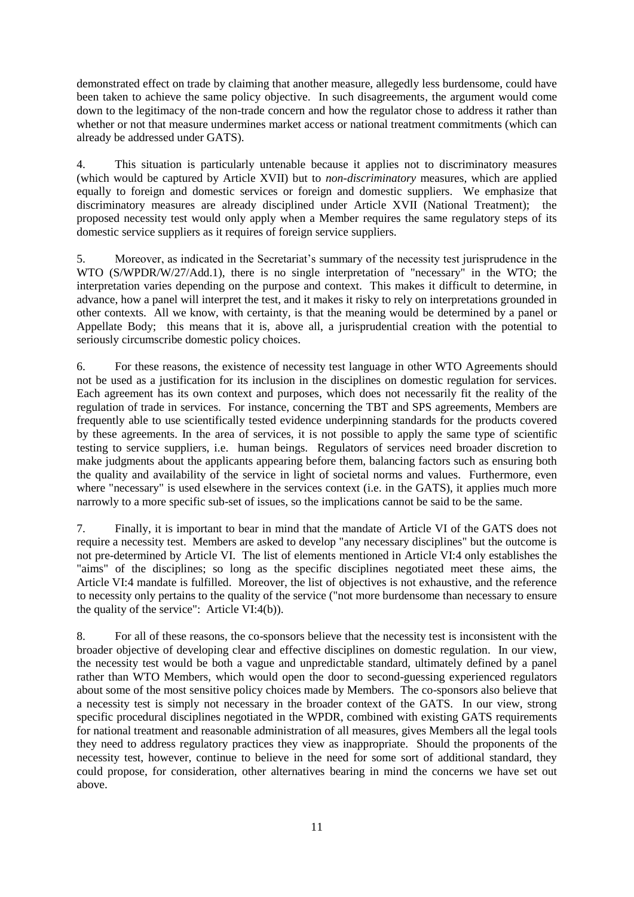demonstrated effect on trade by claiming that another measure, allegedly less burdensome, could have been taken to achieve the same policy objective. In such disagreements, the argument would come down to the legitimacy of the non-trade concern and how the regulator chose to address it rather than whether or not that measure undermines market access or national treatment commitments (which can already be addressed under GATS).

4. This situation is particularly untenable because it applies not to discriminatory measures (which would be captured by Article XVII) but to *non-discriminatory* measures, which are applied equally to foreign and domestic services or foreign and domestic suppliers. We emphasize that discriminatory measures are already disciplined under Article XVII (National Treatment); the proposed necessity test would only apply when a Member requires the same regulatory steps of its domestic service suppliers as it requires of foreign service suppliers.

5. Moreover, as indicated in the Secretariat's summary of the necessity test jurisprudence in the WTO (S/WPDR/W/27/Add.1), there is no single interpretation of "necessary" in the WTO; the interpretation varies depending on the purpose and context. This makes it difficult to determine, in advance, how a panel will interpret the test, and it makes it risky to rely on interpretations grounded in other contexts. All we know, with certainty, is that the meaning would be determined by a panel or Appellate Body; this means that it is, above all, a jurisprudential creation with the potential to seriously circumscribe domestic policy choices.

6. For these reasons, the existence of necessity test language in other WTO Agreements should not be used as a justification for its inclusion in the disciplines on domestic regulation for services. Each agreement has its own context and purposes, which does not necessarily fit the reality of the regulation of trade in services. For instance, concerning the TBT and SPS agreements, Members are frequently able to use scientifically tested evidence underpinning standards for the products covered by these agreements. In the area of services, it is not possible to apply the same type of scientific testing to service suppliers, i.e. human beings. Regulators of services need broader discretion to make judgments about the applicants appearing before them, balancing factors such as ensuring both the quality and availability of the service in light of societal norms and values. Furthermore, even where "necessary" is used elsewhere in the services context (i.e. in the GATS), it applies much more narrowly to a more specific sub-set of issues, so the implications cannot be said to be the same.

7. Finally, it is important to bear in mind that the mandate of Article VI of the GATS does not require a necessity test. Members are asked to develop "any necessary disciplines" but the outcome is not pre-determined by Article VI. The list of elements mentioned in Article VI:4 only establishes the "aims" of the disciplines; so long as the specific disciplines negotiated meet these aims, the Article VI:4 mandate is fulfilled. Moreover, the list of objectives is not exhaustive, and the reference to necessity only pertains to the quality of the service ("not more burdensome than necessary to ensure the quality of the service": Article VI:4(b)).

8. For all of these reasons, the co-sponsors believe that the necessity test is inconsistent with the broader objective of developing clear and effective disciplines on domestic regulation. In our view, the necessity test would be both a vague and unpredictable standard, ultimately defined by a panel rather than WTO Members, which would open the door to second-guessing experienced regulators about some of the most sensitive policy choices made by Members. The co-sponsors also believe that a necessity test is simply not necessary in the broader context of the GATS. In our view, strong specific procedural disciplines negotiated in the WPDR, combined with existing GATS requirements for national treatment and reasonable administration of all measures, gives Members all the legal tools they need to address regulatory practices they view as inappropriate. Should the proponents of the necessity test, however, continue to believe in the need for some sort of additional standard, they could propose, for consideration, other alternatives bearing in mind the concerns we have set out above.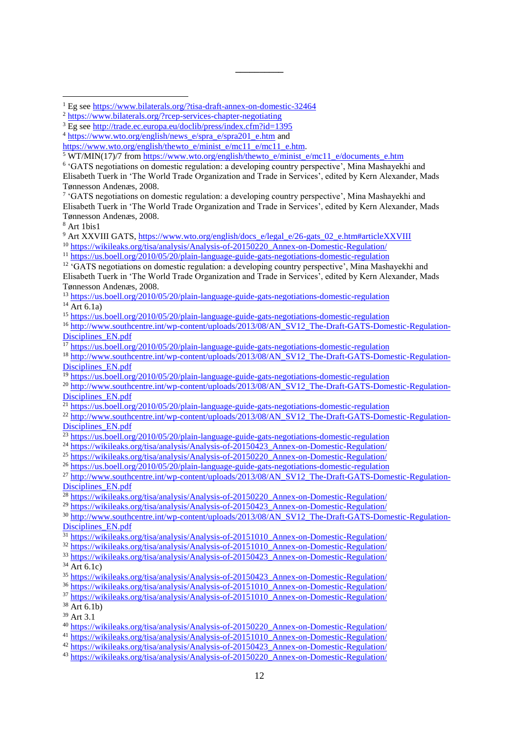[1] Eg see https://www.bilaterals.org/?tisa-draft-annex-on-domestic-32464

[2] https://www.bilaterals.org/?rcep-services-chapter-negotiating

[3] Eg see http://trade.ec.europa.eu/doclib/press/index.cfm?id=1395

[4] https://www.wto.org/english/news_e/spra_e/spra201_e.htm and https://www.wto.org/english/thewto_e/minist_e/mc11_e/mc11_e.htm.

[5] WT/MIN(17)/7 from https://www.wto.org/english/thewto_e/minist_e/mc11_e/documents_e.htm

[6] 'GATS negotiations on domestic regulation: a developing country perspective', Mina Mashayekhi and Elisabeth Tuerk in 'The World Trade Organization and Trade in Services', edited by Kern Alexander, Mads Tønnesson Andenæs, 2008.

[7] 'GATS negotiations on domestic regulation: a developing country perspective', Mina Mashayekhi and Elisabeth Tuerk in 'The World Trade Organization and Trade in Services', edited by Kern Alexander, Mads Tønnesson Andenæs, 2008.

[8] Art 1bis1

[9] Art XXVIII GATS, https://www.wto.org/english/docs_e/legal_e/26-gats_02_e.htm#articleXXVIII

[10] https://wikileaks.org/tisa/analysis/Analysis-of-20150220_Annex-on-Domestic-Regulation/

[11] https://us.boell.org/2010/05/20/plain-language-guide-gats-negotiations-domestic-regulation

[12] 'GATS negotiations on domestic regulation: a developing country perspective', Mina Mashayekhi and Elisabeth Tuerk in 'The World Trade Organization and Trade in Services', edited by Kern Alexander, Mads Tønnesson Andenæs, 2008.

[13] https://us.boell.org/2010/05/20/plain-language-guide-gats-negotiations-domestic-regulation

[14] Art 6.1a)

[15] https://us.boell.org/2010/05/20/plain-language-guide-gats-negotiations-domestic-regulation

[16] http://www.southcentre.int/wp-content/uploads/2013/08/AN_SV12_The-Draft-GATS-Domestic-Regulation-Disciplines_EN.pdf

[17] https://us.boell.org/2010/05/20/plain-language-guide-gats-negotiations-domestic-regulation

[18] http://www.southcentre.int/wp-content/uploads/2013/08/AN_SV12_The-Draft-GATS-Domestic-Regulation-Disciplines_EN.pdf

[19] https://us.boell.org/2010/05/20/plain-language-guide-gats-negotiations-domestic-regulation

[20] http://www.southcentre.int/wp-content/uploads/2013/08/AN_SV12_The-Draft-GATS-Domestic-Regulation-Disciplines_EN.pdf

[21] https://us.boell.org/2010/05/20/plain-language-guide-gats-negotiations-domestic-regulation

[22] http://www.southcentre.int/wp-content/uploads/2013/08/AN_SV12_The-Draft-GATS-Domestic-Regulation-Disciplines_EN.pdf

[23] https://us.boell.org/2010/05/20/plain-language-guide-gats-negotiations-domestic-regulation

[24] https://wikileaks.org/tisa/analysis/Analysis-of-20150423_Annex-on-Domestic-Regulation/

[25] https://wikileaks.org/tisa/analysis/Analysis-of-20150220_Annex-on-Domestic-Regulation/

[26] https://us.boell.org/2010/05/20/plain-language-guide-gats-negotiations-domestic-regulation

[27] http://www.southcentre.int/wp-content/uploads/2013/08/AN_SV12_The-Draft-GATS-Domestic-Regulation-Disciplines_EN.pdf

[28] https://wikileaks.org/tisa/analysis/Analysis-of-20150220_Annex-on-Domestic-Regulation/

[29] https://wikileaks.org/tisa/analysis/Analysis-of-20150423_Annex-on-Domestic-Regulation/

[30] http://www.southcentre.int/wp-content/uploads/2013/08/AN_SV12_The-Draft-GATS-Domestic-Regulation-Disciplines_EN.pdf

[31] https://wikileaks.org/tisa/analysis/Analysis-of-20151010_Annex-on-Domestic-Regulation/

[32] https://wikileaks.org/tisa/analysis/Analysis-of-20151010_Annex-on-Domestic-Regulation/

[33] https://wikileaks.org/tisa/analysis/Analysis-of-20150423_Annex-on-Domestic-Regulation/

[34] Art 6.1c)

[35] https://wikileaks.org/tisa/analysis/Analysis-of-20150423_Annex-on-Domestic-Regulation/

[36] https://wikileaks.org/tisa/analysis/Analysis-of-20151010_Annex-on-Domestic-Regulation/

[37] https://wikileaks.org/tisa/analysis/Analysis-of-20151010_Annex-on-Domestic-Regulation/

[38] Art 6.1b)

[39] Art 3.1

[40] https://wikileaks.org/tisa/analysis/Analysis-of-20150220_Annex-on-Domestic-Regulation/

[41] https://wikileaks.org/tisa/analysis/Analysis-of-20151010_Annex-on-Domestic-Regulation/

[42] https://wikileaks.org/tisa/analysis/Analysis-of-20150423_Annex-on-Domestic-Regulation/

[43] https://wikileaks.org/tisa/analysis/Analysis-of-20150220_Annex-on-Domestic-Regulation/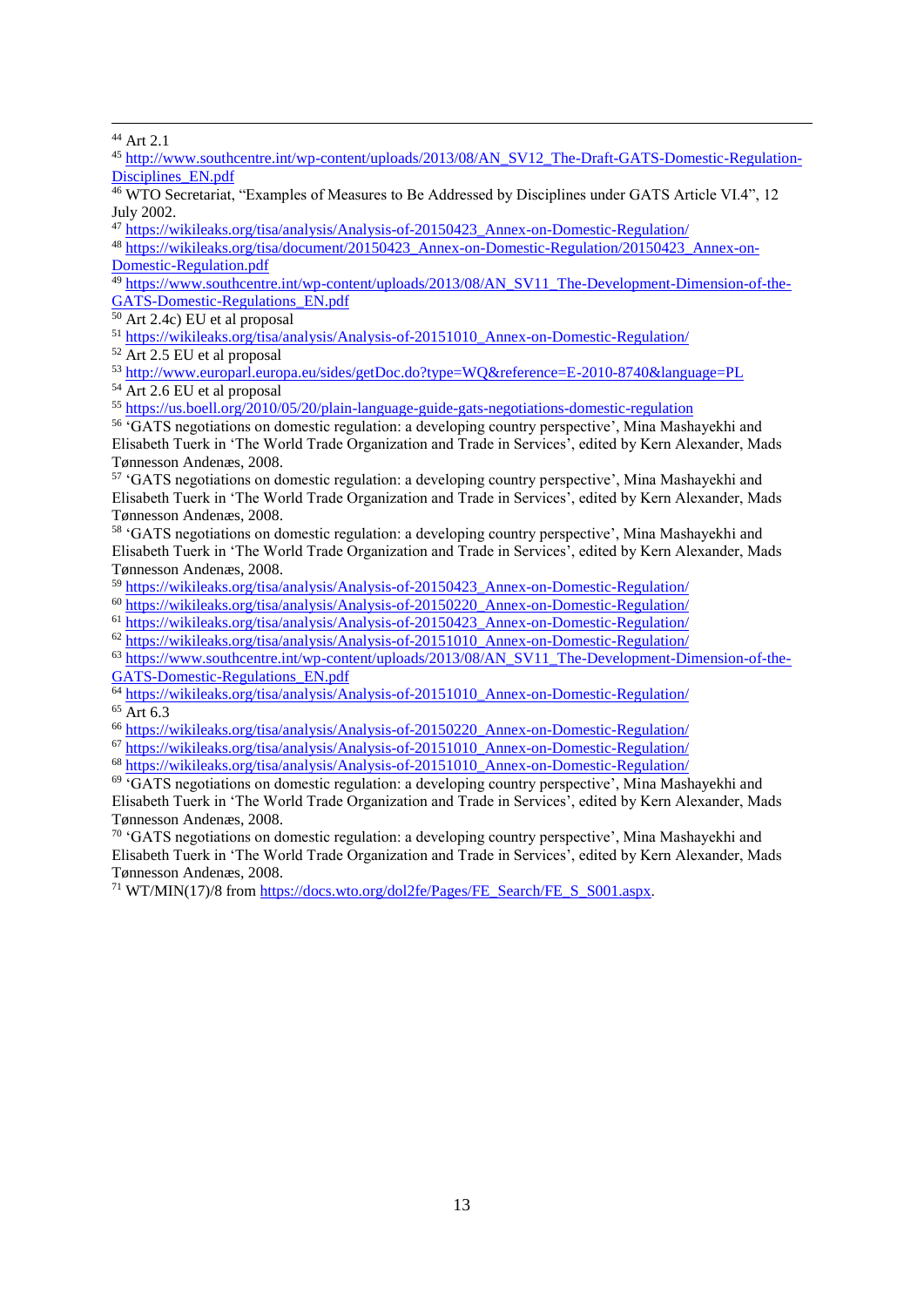[44] Art 2.1

[45] http://www.southcentre.int/wp-content/uploads/2013/08/AN_SV12_The-Draft-GATS-Domestic-Regulation-Disciplines_EN.pdf

[46] WTO Secretariat, “Examples of Measures to Be Addressed by Disciplines under GATS Article VI.4”, 12 July 2002.

[47] https://wikileaks.org/tisa/analysis/Analysis-of-20150423_Annex-on-Domestic-Regulation/

[48] https://wikileaks.org/tisa/document/20150423_Annex-on-Domestic-Regulation/20150423_Annex-on-Domestic-Regulation.pdf

[49] https://www.southcentre.int/wp-content/uploads/2013/08/AN_SV11_The-Development-Dimension-of-the-GATS-Domestic-Regulations_EN.pdf

[50] Art 2.4c) EU et al proposal

[51] https://wikileaks.org/tisa/analysis/Analysis-of-20151010_Annex-on-Domestic-Regulation/

[52] Art 2.5 EU et al proposal

[53] http://www.europarl.europa.eu/sides/getDoc.do?type=WQ&reference=E-2010-8740&language=PL

[54] Art 2.6 EU et al proposal

[55] https://us.boell.org/2010/05/20/plain-language-guide-gats-negotiations-domestic-regulation

[56] ‘GATS negotiations on domestic regulation: a developing country perspective’, Mina Mashayekhi and Elisabeth Tuerk in ‘The World Trade Organization and Trade in Services’, edited by Kern Alexander, Mads Tønnesson Andenæs, 2008.

[57] ‘GATS negotiations on domestic regulation: a developing country perspective’, Mina Mashayekhi and Elisabeth Tuerk in ‘The World Trade Organization and Trade in Services’, edited by Kern Alexander, Mads Tønnesson Andenæs, 2008.

[58] ‘GATS negotiations on domestic regulation: a developing country perspective’, Mina Mashayekhi and Elisabeth Tuerk in ‘The World Trade Organization and Trade in Services’, edited by Kern Alexander, Mads Tønnesson Andenæs, 2008.

[59] https://wikileaks.org/tisa/analysis/Analysis-of-20150423_Annex-on-Domestic-Regulation/

[60] https://wikileaks.org/tisa/analysis/Analysis-of-20150220_Annex-on-Domestic-Regulation/

[61] https://wikileaks.org/tisa/analysis/Analysis-of-20150423_Annex-on-Domestic-Regulation/

[62] https://wikileaks.org/tisa/analysis/Analysis-of-20151010_Annex-on-Domestic-Regulation/

[63] https://www.southcentre.int/wp-content/uploads/2013/08/AN_SV11_The-Development-Dimension-of-the-GATS-Domestic-Regulations_EN.pdf

[64] https://wikileaks.org/tisa/analysis/Analysis-of-20151010_Annex-on-Domestic-Regulation/

[65] Art 6.3

[66] https://wikileaks.org/tisa/analysis/Analysis-of-20150220_Annex-on-Domestic-Regulation/

[67] https://wikileaks.org/tisa/analysis/Analysis-of-20151010_Annex-on-Domestic-Regulation/

[68] https://wikileaks.org/tisa/analysis/Analysis-of-20151010_Annex-on-Domestic-Regulation/

[69] ‘GATS negotiations on domestic regulation: a developing country perspective’, Mina Mashayekhi and Elisabeth Tuerk in ‘The World Trade Organization and Trade in Services’, edited by Kern Alexander, Mads Tønnesson Andenæs, 2008.

[70] ‘GATS negotiations on domestic regulation: a developing country perspective’, Mina Mashayekhi and Elisabeth Tuerk in ‘The World Trade Organization and Trade in Services’, edited by Kern Alexander, Mads Tønnesson Andenæs, 2008.

[71] WT/MIN(17)/8 from https://docs.wto.org/dol2fe/Pages/FE_Search/FE_S_S001.aspx.